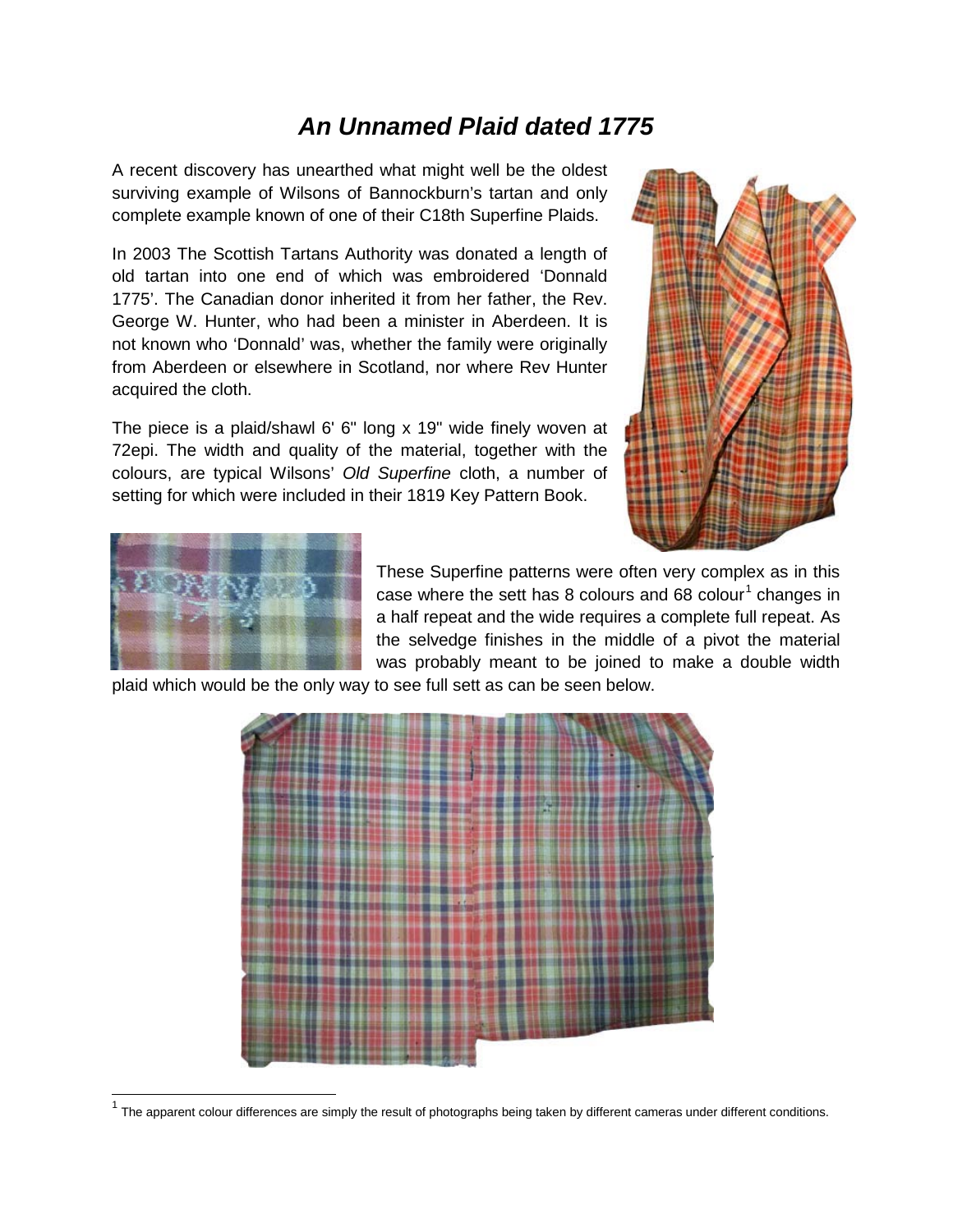# *An Unnamed Plaid dated 1775*

A recent discovery has unearthed what might well be the oldest surviving example of Wilsons of Bannockburn's tartan and only complete example known of one of their C18th Superfine Plaids.

In 2003 The Scottish Tartans Authority was donated a length of old tartan into one end of which was embroidered 'Donnald 1775'. The Canadian donor inherited it from her father, the Rev. George W. Hunter, who had been a minister in Aberdeen. It is not known who 'Donnald' was, whether the family were originally from Aberdeen or elsewhere in Scotland, nor where Rev Hunter acquired the cloth.

The piece is a plaid/shawl 6' 6" long x 19" wide finely woven at 72epi. The width and quality of the material, together with the colours, are typical Wilsons' *Old Superfine* cloth, a number of setting for which were included in their 1819 Key Pattern Book.

These Superfine patterns were often very complex as in this case where the sett has 8 colours and 68 colour[1] changes in a half repeat and the wide requires a complete full repeat. As the selvedge finishes in the middle of a pivot the material was probably meant to be joined to make a double width plaid which would be the only way to see full sett as can be seen below.

[1] The apparent colour differences are simply the result of photographs being taken by different cameras under different conditions.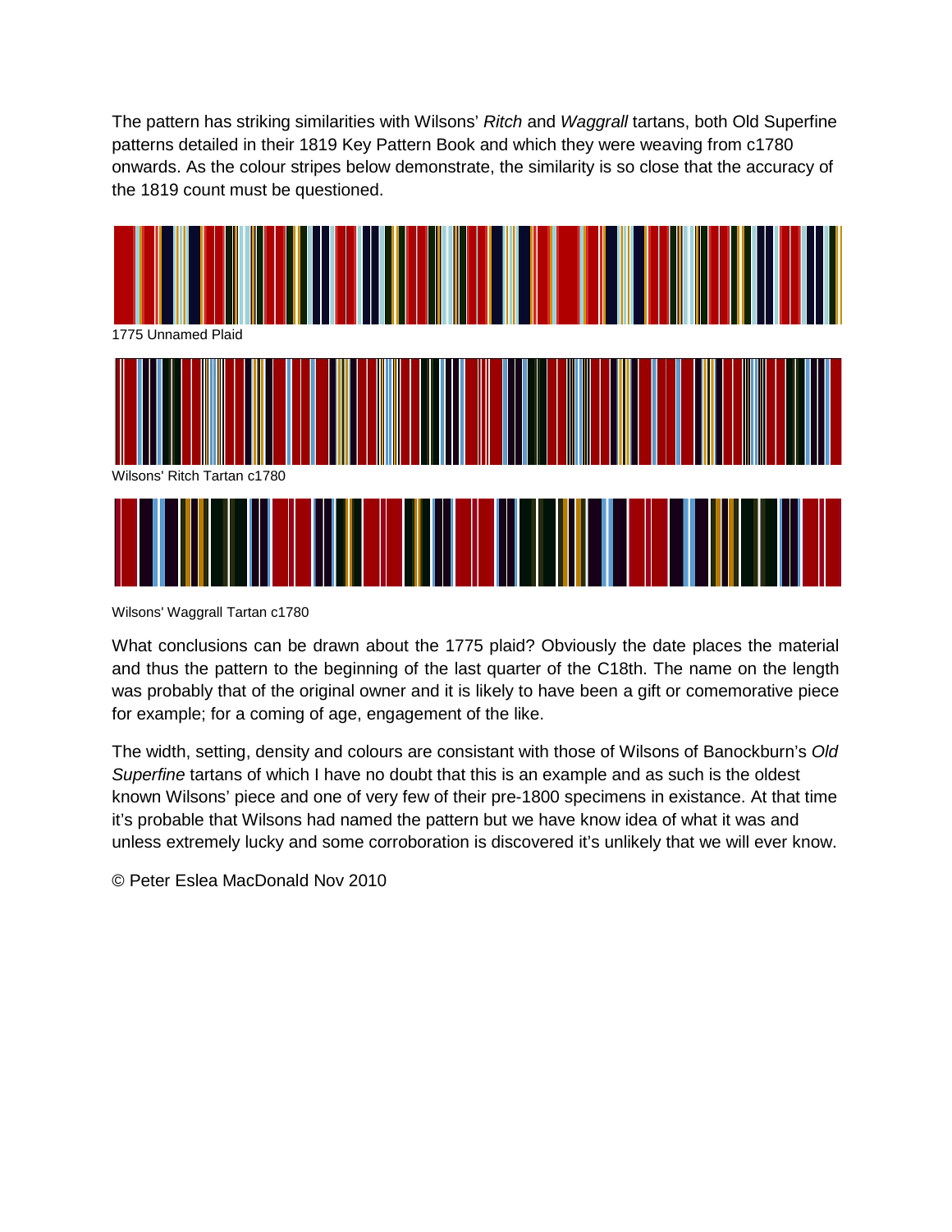The pattern has striking similarities with Wilsons' *Ritch* and *Waggrall* tartans, both Old Superfine patterns detailed in their 1819 Key Pattern Book and which they were weaving from c1780 onwards. As the colour stripes below demonstrate, the similarity is so close that the accuracy of the 1819 count must be questioned.

1775 Unnamed Plaid

Wilsons' Ritch Tartan c1780

Wilsons' Waggrall Tartan c1780

What conclusions can be drawn about the 1775 plaid? Obviously the date places the material and thus the pattern to the beginning of the last quarter of the C18th. The name on the length was probably that of the original owner and it is likely to have been a gift or comemorative piece for example; for a coming of age, engagement of the like.

The width, setting, density and colours are consistant with those of Wilsons of Banockburn's *Old Superfine* tartans of which I have no doubt that this is an example and as such is the oldest known Wilsons' piece and one of very few of their pre-1800 specimens in existance. At that time it's probable that Wilsons had named the pattern but we have know idea of what it was and unless extremely lucky and some corroboration is discovered it's unlikely that we will ever know.

© Peter Eslea MacDonald Nov 2010